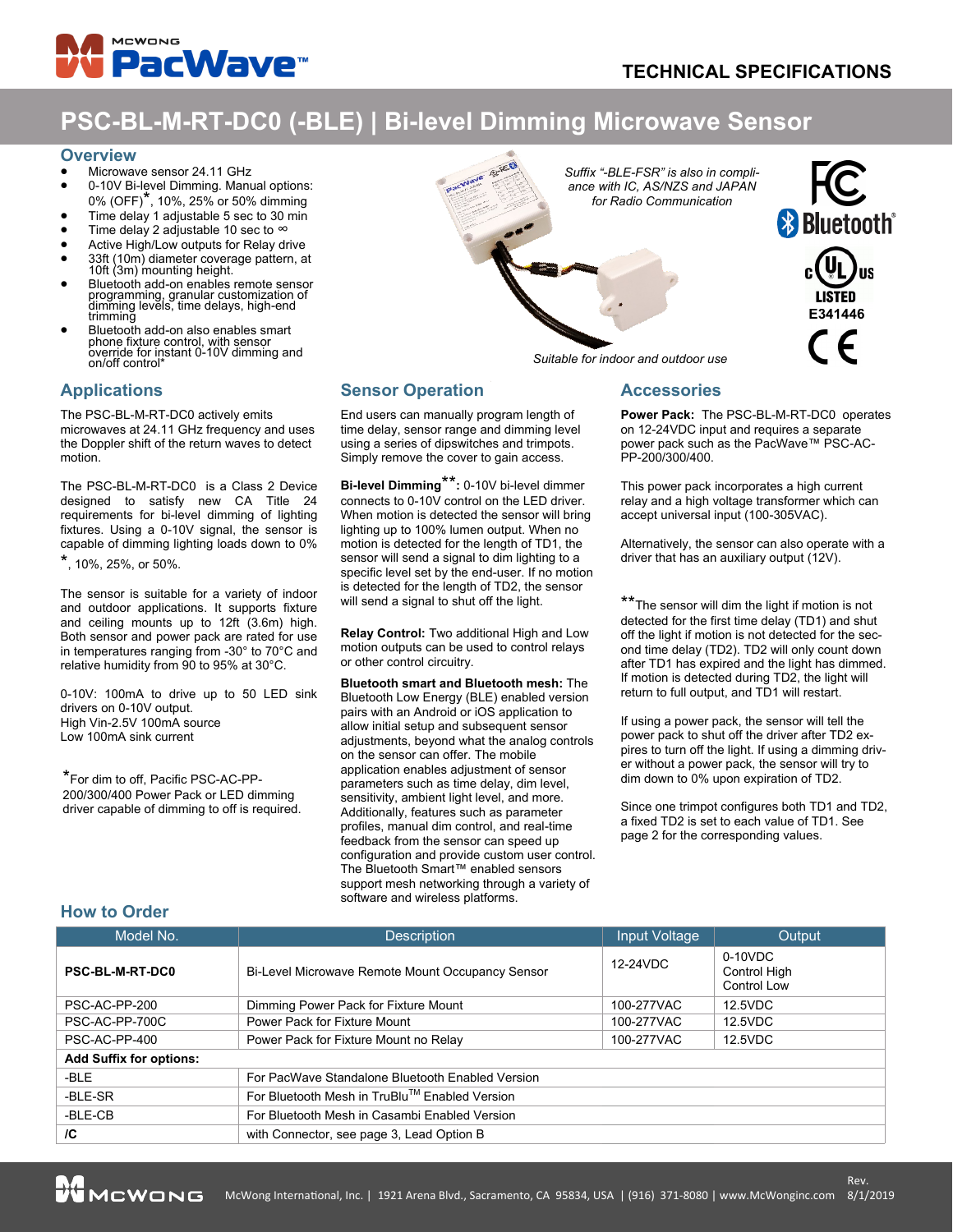# PSC-BL-M-RT-DC0 (-BLE) | Bi-level Dimming Microwave Sensor

TECHNICAL SPECIFICATIONS

## Overview

- Microwave sensor 24.11 GHz
- 0-10V Bi-level Dimming. Manual options: 0% (OFF)*, 10%, 25% or 50% dimming
- Time delay 1 adjustable 5 sec to 30 min
- Time delay 2 adjustable 10 sec to ∞
- Active High/Low outputs for Relay drive
- 33ft (10m) diameter coverage pattern, at 10ft (3m) mounting height.
- Bluetooth add-on enables remote sensor programming, granular customization of dimming levels, time delays, high-end trimming
- Bluetooth add-on also enables smart phone fixture control, with sensor override for instant 0-10V dimming and on/off control*

*Suffix "-BLE-FSR" is also in compliance with IC, AS/NZS and JAPAN for Radio Communication*

*Suitable for indoor and outdoor use*

LISTED E341446

## Applications

The PSC-BL-M-RT-DC0 actively emits microwaves at 24.11 GHz frequency and uses the Doppler shift of the return waves to detect motion.

The PSC-BL-M-RT-DC0 is a Class 2 Device designed to satisfy new CA Title 24 requirements for bi-level dimming of lighting fixtures. Using a 0-10V signal, the sensor is capable of dimming lighting loads down to 0% *, 10%, 25%, or 50%.

The sensor is suitable for a variety of indoor and outdoor applications. It supports fixture and ceiling mounts up to 12ft (3.6m) high. Both sensor and power pack are rated for use in temperatures ranging from -30° to 70°C and relative humidity from 90 to 95% at 30°C.

0-10V: 100mA to drive up to 50 LED sink drivers on 0-10V output.
High Vin-2.5V 100mA source
Low 100mA sink current

*For dim to off, Pacific PSC-AC-PP-200/300/400 Power Pack or LED dimming driver capable of dimming to off is required.

## Sensor Operation

End users can manually program length of time delay, sensor range and dimming level using a series of dipswitches and trimpots. Simply remove the cover to gain access.

**Bi-level Dimming\*\*:** 0-10V bi-level dimmer connects to 0-10V control on the LED driver. When motion is detected the sensor will bring lighting up to 100% lumen output. When no motion is detected for the length of TD1, the sensor will send a signal to dim lighting to a specific level set by the end-user. If no motion is detected for the length of TD2, the sensor will send a signal to shut off the light.

**Relay Control:** Two additional High and Low motion outputs can be used to control relays or other control circuitry.

**Bluetooth smart and Bluetooth mesh:** The Bluetooth Low Energy (BLE) enabled version pairs with an Android or iOS application to allow initial setup and subsequent sensor adjustments, beyond what the analog controls on the sensor can offer. The mobile application enables adjustment of sensor parameters such as time delay, dim level, sensitivity, ambient light level, and more. Additionally, features such as parameter profiles, manual dim control, and real-time feedback from the sensor can speed up configuration and provide custom user control. The Bluetooth Smart™ enabled sensors support mesh networking through a variety of software and wireless platforms.

## Accessories

**Power Pack:** The PSC-BL-M-RT-DC0 operates on 12-24VDC input and requires a separate power pack such as the PacWave™ PSC-AC-PP-200/300/400.

This power pack incorporates a high current relay and a high voltage transformer which can accept universal input (100-305VAC).

Alternatively, the sensor can also operate with a driver that has an auxiliary output (12V).

\*\*The sensor will dim the light if motion is not detected for the first time delay (TD1) and shut off the light if motion is not detected for the second time delay (TD2). TD2 will only count down after TD1 has expired and the light has dimmed. If motion is detected during TD2, the light will return to full output, and TD1 will restart.

If using a power pack, the sensor will tell the power pack to shut off the driver after TD2 expires to turn off the light. If using a dimming driver without a power pack, the sensor will try to dim down to 0% upon expiration of TD2.

Since one trimpot configures both TD1 and TD2, a fixed TD2 is set to each value of TD1. See page 2 for the corresponding values.

## How to Order

| Model No. | Description | Input Voltage | Output |
|---|---|---|---|
| **PSC-BL-M-RT-DC0** | Bi-Level Microwave Remote Mount Occupancy Sensor | 12-24VDC | 0-10VDC<br>Control High<br>Control Low |
| PSC-AC-PP-200 | Dimming Power Pack for Fixture Mount | 100-277VAC | 12.5VDC |
| PSC-AC-PP-700C | Power Pack for Fixture Mount | 100-277VAC | 12.5VDC |
| PSC-AC-PP-400 | Power Pack for Fixture Mount no Relay | 100-277VAC | 12.5VDC |
| **Add Suffix for options:** | | | |
| -BLE | For PacWave Standalone Bluetooth Enabled Version | | |
| -BLE-SR | For Bluetooth Mesh in TruBlu™ Enabled Version | | |
| -BLE-CB | For Bluetooth Mesh in Casambi Enabled Version | | |
| **/C** | with Connector, see page 3, Lead Option B | | |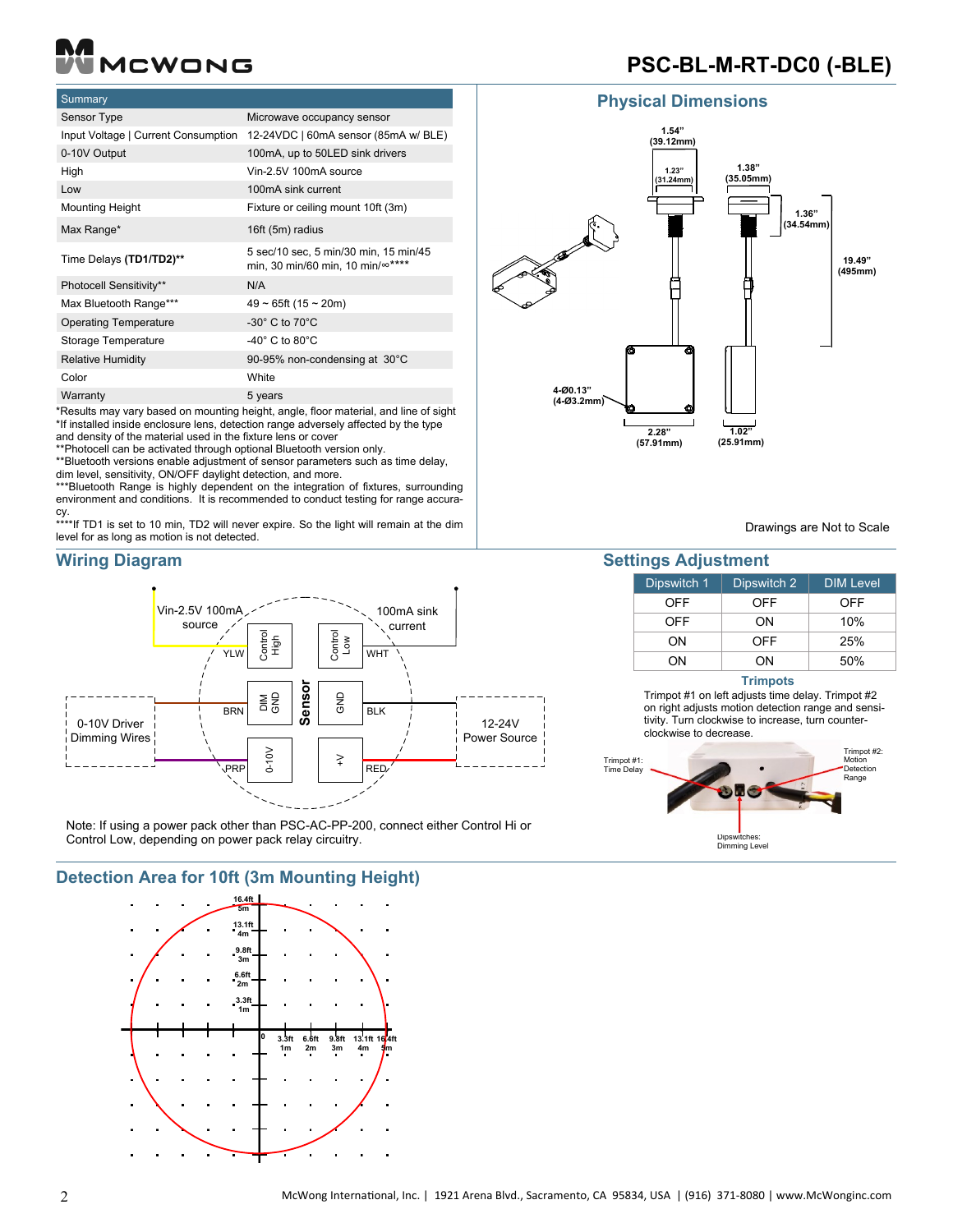# PSC-BL-M-RT-DC0 (-BLE)

| Summary | |
|---|---|
| Sensor Type | Microwave occupancy sensor |
| Input Voltage \| Current Consumption | 12-24VDC \| 60mA sensor (85mA w/ BLE) |
| 0-10V Output | 100mA, up to 50LED sink drivers |
| High | Vin-2.5V 100mA source |
| Low | 100mA sink current |
| Mounting Height | Fixture or ceiling mount 10ft (3m) |
| Max Range* | 16ft (5m) radius |
| Time Delays **(TD1/TD2)**** | 5 sec/10 sec, 5 min/30 min, 15 min/45 min, 30 min/60 min, 10 min/∞**** |
| Photocell Sensitivity** | N/A |
| Max Bluetooth Range*** | 49 ~ 65ft (15 ~ 20m) |
| Operating Temperature | -30° C to 70°C |
| Storage Temperature | -40° C to 80°C |
| Relative Humidity | 90-95% non-condensing at 30°C |
| Color | White |
| Warranty | 5 years |

*Results may vary based on mounting height, angle, floor material, and line of sight
*If installed inside enclosure lens, detection range adversely affected by the type and density of the material used in the fixture lens or cover
**Photocell can be activated through optional Bluetooth version only.
**Bluetooth versions enable adjustment of sensor parameters such as time delay, dim level, sensitivity, ON/OFF daylight detection, and more.
***Bluetooth Range is highly dependent on the integration of fixtures, surrounding environment and conditions. It is recommended to conduct testing for range accuracy.
****If TD1 is set to 10 min, TD2 will never expire. So the light will remain at the dim level for as long as motion is not detected.

## Physical Dimensions

1.54" (39.12mm); 1.23" (31.24mm); 1.38" (35.05mm); 1.36" (34.54mm); 19.49" (495mm); 4-Ø0.13" (4-Ø3.2mm); 2.28" (57.91mm); 1.02" (25.91mm)

Drawings are Not to Scale

## Wiring Diagram

Vin-2.5V 100mA source — YLW — Control High
100mA sink current — WHT — Control Low
0-10V Driver Dimming Wires — BRN — DIM GND; PRP — 0-10V
12-24V Power Source — BLK — GND; RED — +V

Note: If using a power pack other than PSC-AC-PP-200, connect either Control Hi or Control Low, depending on power pack relay circuitry.

## Settings Adjustment

| Dipswitch 1 | Dipswitch 2 | DIM Level |
|---|---|---|
| OFF | OFF | OFF |
| OFF | ON | 10% |
| ON | OFF | 25% |
| ON | ON | 50% |

### Trimpots

Trimpot #1 on left adjusts time delay. Trimpot #2 on right adjusts motion detection range and sensitivity. Turn clockwise to increase, turn counter-clockwise to decrease.

Trimpot #1: Time Delay
Trimpot #2: Motion Detection Range
Dipswitches: Dimming Level

## Detection Area for 10ft (3m Mounting Height)

3.3ft 1m; 6.6ft 2m; 9.8ft 3m; 13.1ft 4m; 16.4ft 5m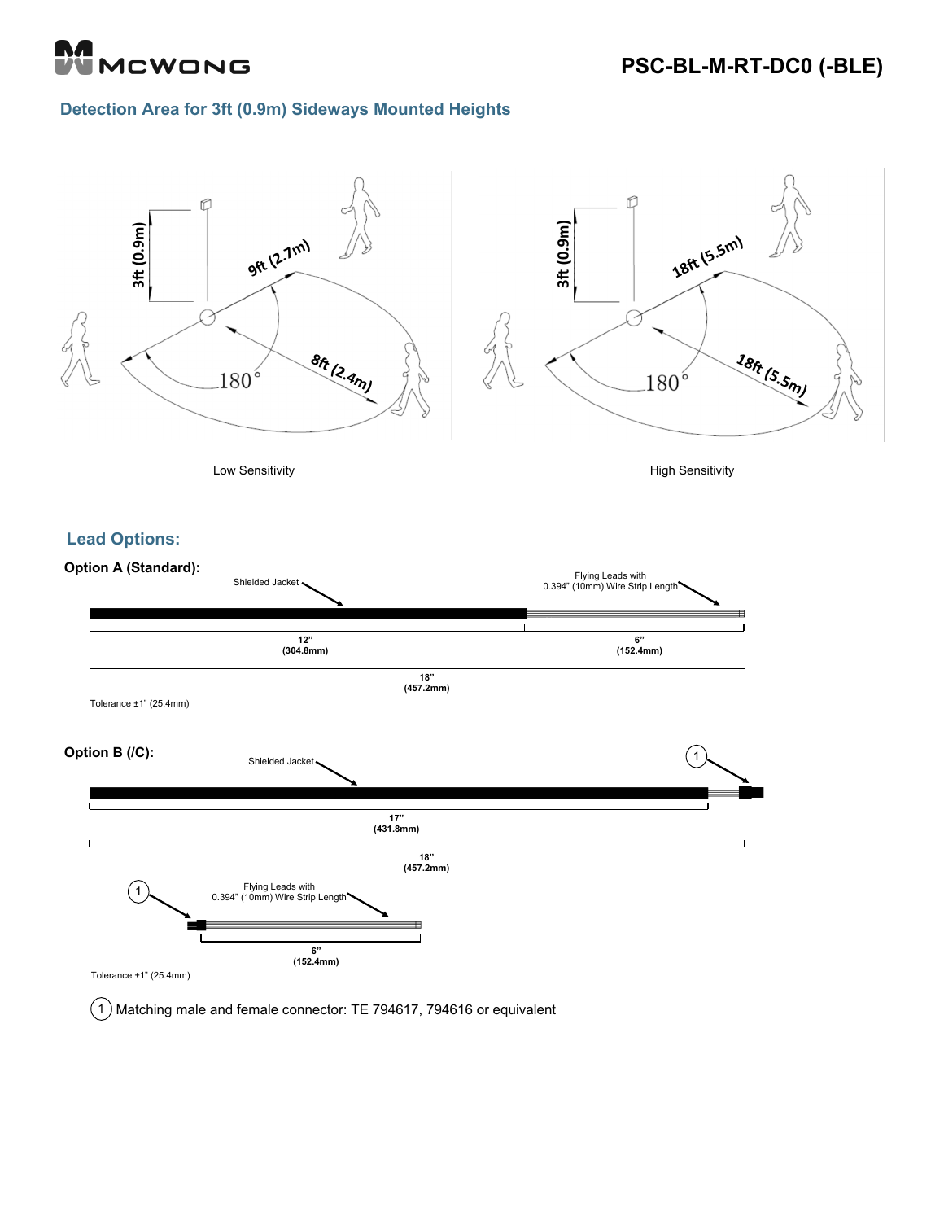## Detection Area for 3ft (0.9m) Sideways Mounted Heights

3ft (0.9m)
9ft (2.7m)
180°
8ft (2.4m)

Low Sensitivity

3ft (0.9m)
18ft (5.5m)
180°
18ft (5.5m)

High Sensitivity

## Lead Options:

**Option A (Standard):**

Shielded Jacket

Flying Leads with
0.394" (10mm) Wire Strip Length

12"
(304.8mm)

6"
(152.4mm)

18"
(457.2mm)

Tolerance ±1" (25.4mm)

**Option B (/C):**

Shielded Jacket

1

17"
(431.8mm)

18"
(457.2mm)

1

Flying Leads with
0.394" (10mm) Wire Strip Length

6"
(152.4mm)

Tolerance ±1" (25.4mm)

(1) Matching male and female connector: TE 794617, 794616 or equivalent